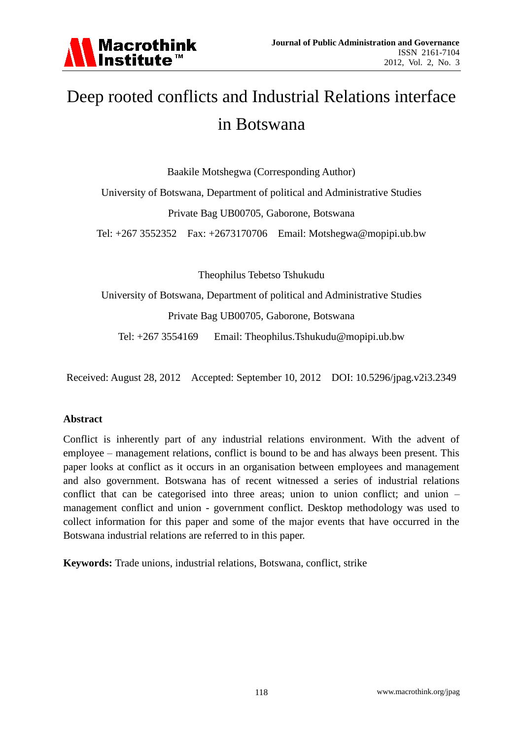# Deep rooted conflicts and Industrial Relations interface in Botswana

Baakile Motshegwa (Corresponding Author)

University of Botswana, Department of political and Administrative Studies

Private Bag UB00705, Gaborone, Botswana

Tel: +267 3552352 Fax: +2673170706 Email: Motshegwa@mopipi.ub.bw

Theophilus Tebetso Tshukudu

University of Botswana, Department of political and Administrative Studies

Private Bag UB00705, Gaborone, Botswana

Tel: +267 3554169 Email: Theophilus.Tshukudu@mopipi.ub.bw

Received: August 28, 2012 Accepted: September 10, 2012 DOI: 10.5296/jpag.v2i3.2349

**Abstract**

Conflict is inherently part of any industrial relations environment. With the advent of employee – management relations, conflict is bound to be and has always been present. This paper looks at conflict as it occurs in an organisation between employees and management and also government. Botswana has of recent witnessed a series of industrial relations conflict that can be categorised into three areas; union to union conflict; and union – management conflict and union - government conflict. Desktop methodology was used to collect information for this paper and some of the major events that have occurred in the Botswana industrial relations are referred to in this paper.

**Keywords:** Trade unions, industrial relations, Botswana, conflict, strike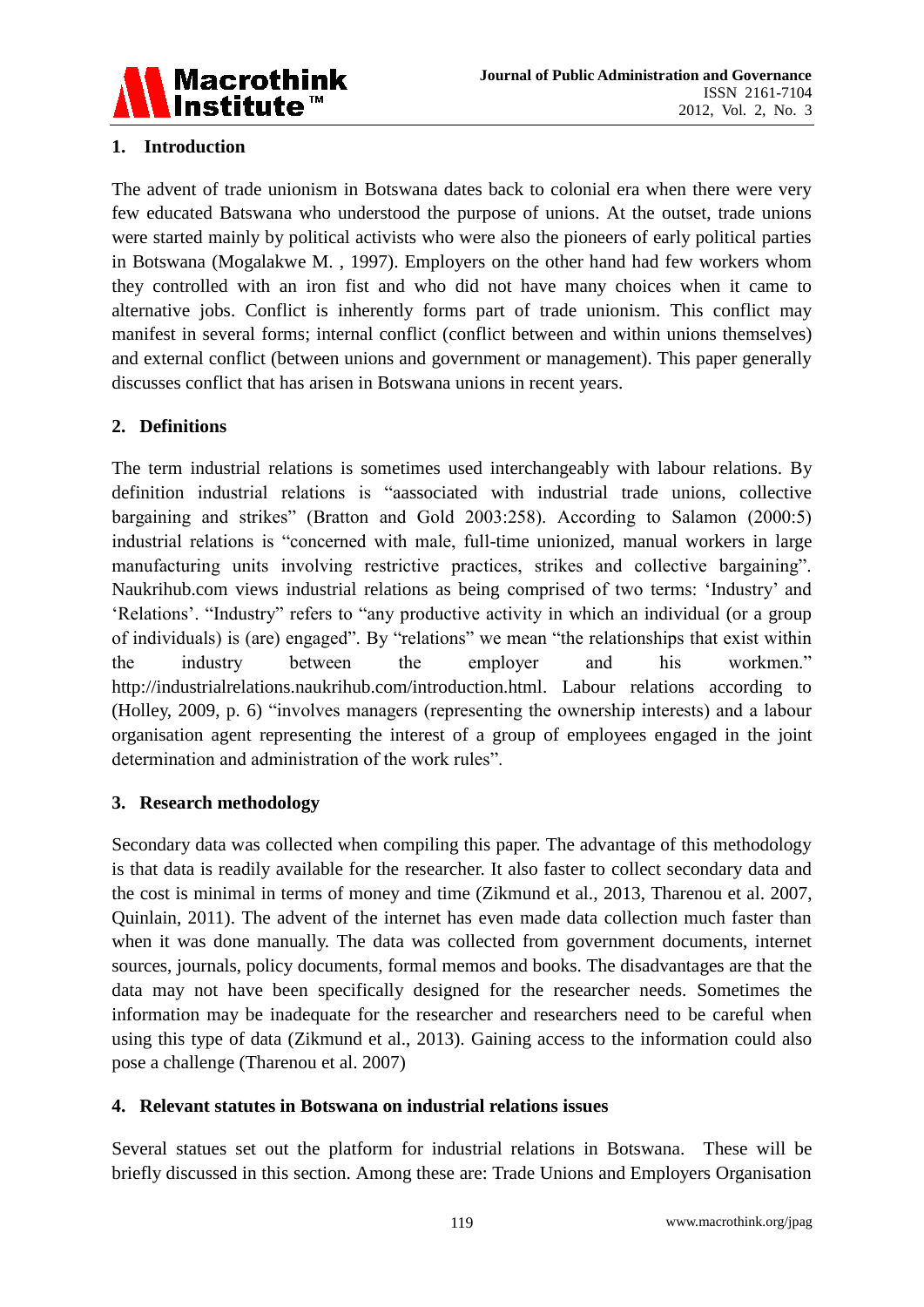## 1. Introduction

The advent of trade unionism in Botswana dates back to colonial era when there were very few educated Batswana who understood the purpose of unions. At the outset, trade unions were started mainly by political activists who were also the pioneers of early political parties in Botswana (Mogalakwe M. , 1997). Employers on the other hand had few workers whom they controlled with an iron fist and who did not have many choices when it came to alternative jobs. Conflict is inherently forms part of trade unionism. This conflict may manifest in several forms; internal conflict (conflict between and within unions themselves) and external conflict (between unions and government or management). This paper generally discusses conflict that has arisen in Botswana unions in recent years.

## 2. Definitions

The term industrial relations is sometimes used interchangeably with labour relations. By definition industrial relations is "aassociated with industrial trade unions, collective bargaining and strikes" (Bratton and Gold 2003:258). According to Salamon (2000:5) industrial relations is "concerned with male, full-time unionized, manual workers in large manufacturing units involving restrictive practices, strikes and collective bargaining". Naukrihub.com views industrial relations as being comprised of two terms: 'Industry' and 'Relations'. "Industry" refers to "any productive activity in which an individual (or a group of individuals) is (are) engaged". By "relations" we mean "the relationships that exist within the industry between the employer and his workmen." http://industrialrelations.naukrihub.com/introduction.html. Labour relations according to (Holley, 2009, p. 6) "involves managers (representing the ownership interests) and a labour organisation agent representing the interest of a group of employees engaged in the joint determination and administration of the work rules".

## 3. Research methodology

Secondary data was collected when compiling this paper. The advantage of this methodology is that data is readily available for the researcher. It also faster to collect secondary data and the cost is minimal in terms of money and time (Zikmund et al., 2013, Tharenou et al. 2007, Quinlain, 2011). The advent of the internet has even made data collection much faster than when it was done manually. The data was collected from government documents, internet sources, journals, policy documents, formal memos and books. The disadvantages are that the data may not have been specifically designed for the researcher needs. Sometimes the information may be inadequate for the researcher and researchers need to be careful when using this type of data (Zikmund et al., 2013). Gaining access to the information could also pose a challenge (Tharenou et al. 2007)

## 4. Relevant statutes in Botswana on industrial relations issues

Several statues set out the platform for industrial relations in Botswana. These will be briefly discussed in this section. Among these are: Trade Unions and Employers Organisation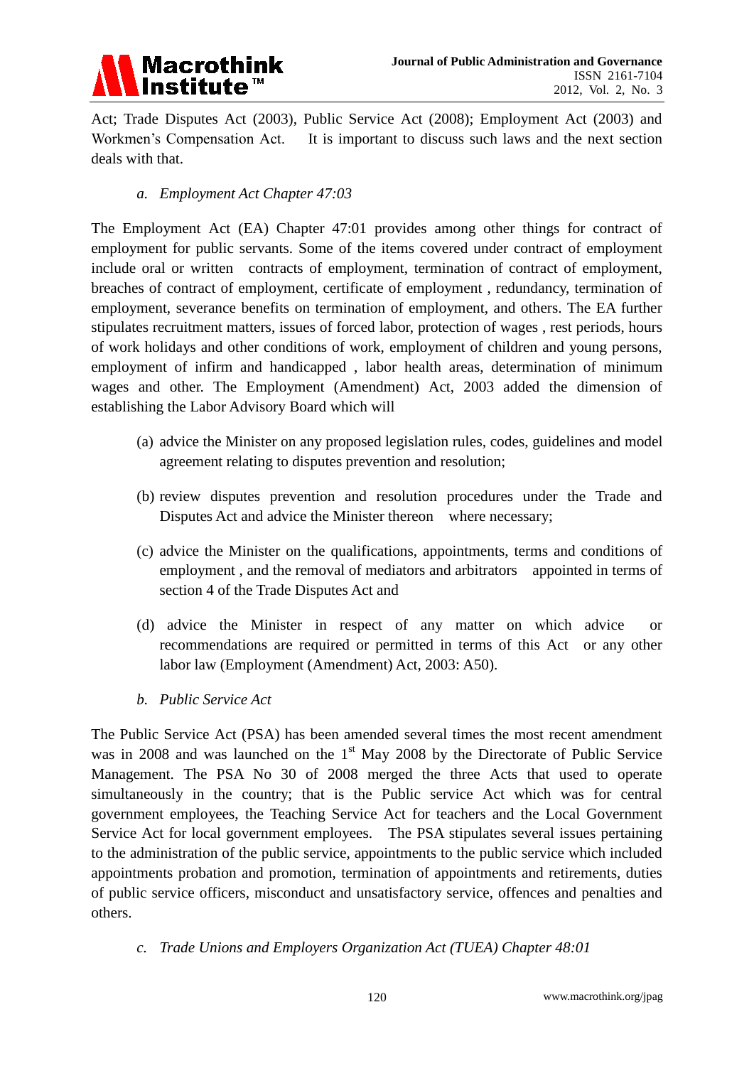Act; Trade Disputes Act (2003), Public Service Act (2008); Employment Act (2003) and Workmen's Compensation Act. It is important to discuss such laws and the next section deals with that.

a. *Employment Act Chapter 47:03*

The Employment Act (EA) Chapter 47:01 provides among other things for contract of employment for public servants. Some of the items covered under contract of employment include oral or written contracts of employment, termination of contract of employment, breaches of contract of employment, certificate of employment , redundancy, termination of employment, severance benefits on termination of employment, and others. The EA further stipulates recruitment matters, issues of forced labor, protection of wages , rest periods, hours of work holidays and other conditions of work, employment of children and young persons, employment of infirm and handicapped , labor health areas, determination of minimum wages and other. The Employment (Amendment) Act, 2003 added the dimension of establishing the Labor Advisory Board which will

(a) advice the Minister on any proposed legislation rules, codes, guidelines and model agreement relating to disputes prevention and resolution;

(b) review disputes prevention and resolution procedures under the Trade and Disputes Act and advice the Minister thereon where necessary;

(c) advice the Minister on the qualifications, appointments, terms and conditions of employment , and the removal of mediators and arbitrators appointed in terms of section 4 of the Trade Disputes Act and

(d) advice the Minister in respect of any matter on which advice or recommendations are required or permitted in terms of this Act or any other labor law (Employment (Amendment) Act, 2003: A50).

b. *Public Service Act*

The Public Service Act (PSA) has been amended several times the most recent amendment was in 2008 and was launched on the 1st May 2008 by the Directorate of Public Service Management. The PSA No 30 of 2008 merged the three Acts that used to operate simultaneously in the country; that is the Public service Act which was for central government employees, the Teaching Service Act for teachers and the Local Government Service Act for local government employees. The PSA stipulates several issues pertaining to the administration of the public service, appointments to the public service which included appointments probation and promotion, termination of appointments and retirements, duties of public service officers, misconduct and unsatisfactory service, offences and penalties and others.

c. *Trade Unions and Employers Organization Act (TUEA) Chapter 48:01*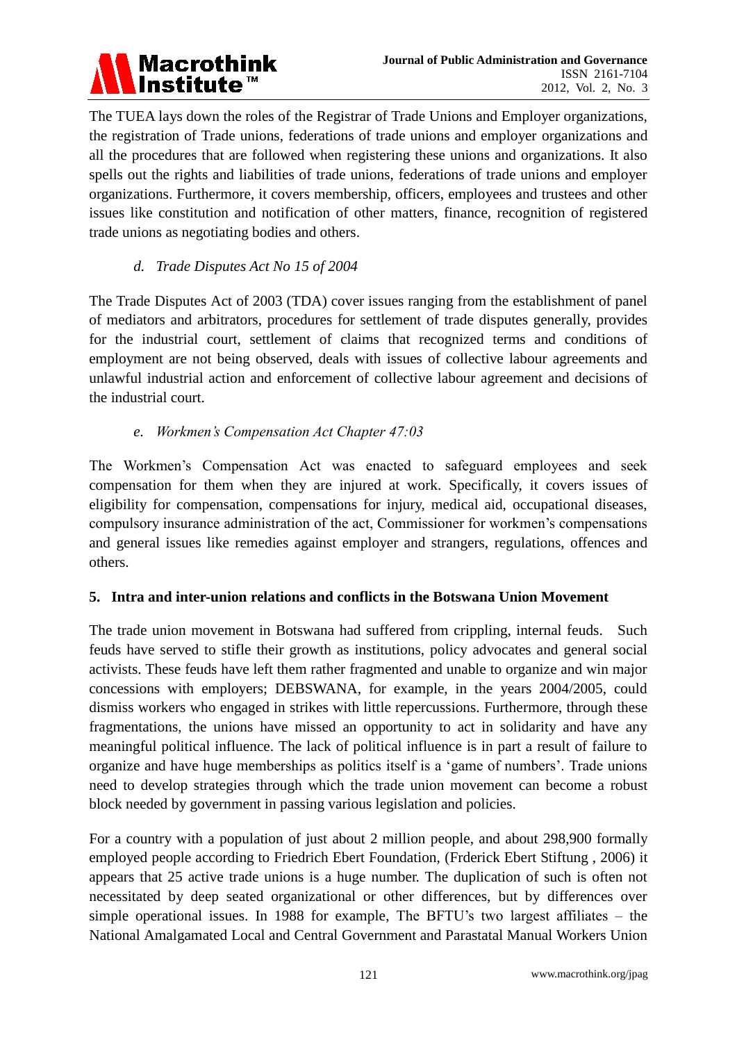The TUEA lays down the roles of the Registrar of Trade Unions and Employer organizations, the registration of Trade unions, federations of trade unions and employer organizations and all the procedures that are followed when registering these unions and organizations. It also spells out the rights and liabilities of trade unions, federations of trade unions and employer organizations. Furthermore, it covers membership, officers, employees and trustees and other issues like constitution and notification of other matters, finance, recognition of registered trade unions as negotiating bodies and others.

*d. Trade Disputes Act No 15 of 2004*

The Trade Disputes Act of 2003 (TDA) cover issues ranging from the establishment of panel of mediators and arbitrators, procedures for settlement of trade disputes generally, provides for the industrial court, settlement of claims that recognized terms and conditions of employment are not being observed, deals with issues of collective labour agreements and unlawful industrial action and enforcement of collective labour agreement and decisions of the industrial court.

*e. Workmen's Compensation Act Chapter 47:03*

The Workmen's Compensation Act was enacted to safeguard employees and seek compensation for them when they are injured at work. Specifically, it covers issues of eligibility for compensation, compensations for injury, medical aid, occupational diseases, compulsory insurance administration of the act, Commissioner for workmen's compensations and general issues like remedies against employer and strangers, regulations, offences and others.

## 5. Intra and inter-union relations and conflicts in the Botswana Union Movement

The trade union movement in Botswana had suffered from crippling, internal feuds. Such feuds have served to stifle their growth as institutions, policy advocates and general social activists. These feuds have left them rather fragmented and unable to organize and win major concessions with employers; DEBSWANA, for example, in the years 2004/2005, could dismiss workers who engaged in strikes with little repercussions. Furthermore, through these fragmentations, the unions have missed an opportunity to act in solidarity and have any meaningful political influence. The lack of political influence is in part a result of failure to organize and have huge memberships as politics itself is a 'game of numbers'. Trade unions need to develop strategies through which the trade union movement can become a robust block needed by government in passing various legislation and policies.

For a country with a population of just about 2 million people, and about 298,900 formally employed people according to Friedrich Ebert Foundation, (Frderick Ebert Stiftung , 2006) it appears that 25 active trade unions is a huge number. The duplication of such is often not necessitated by deep seated organizational or other differences, but by differences over simple operational issues. In 1988 for example, The BFTU's two largest affiliates – the National Amalgamated Local and Central Government and Parastatal Manual Workers Union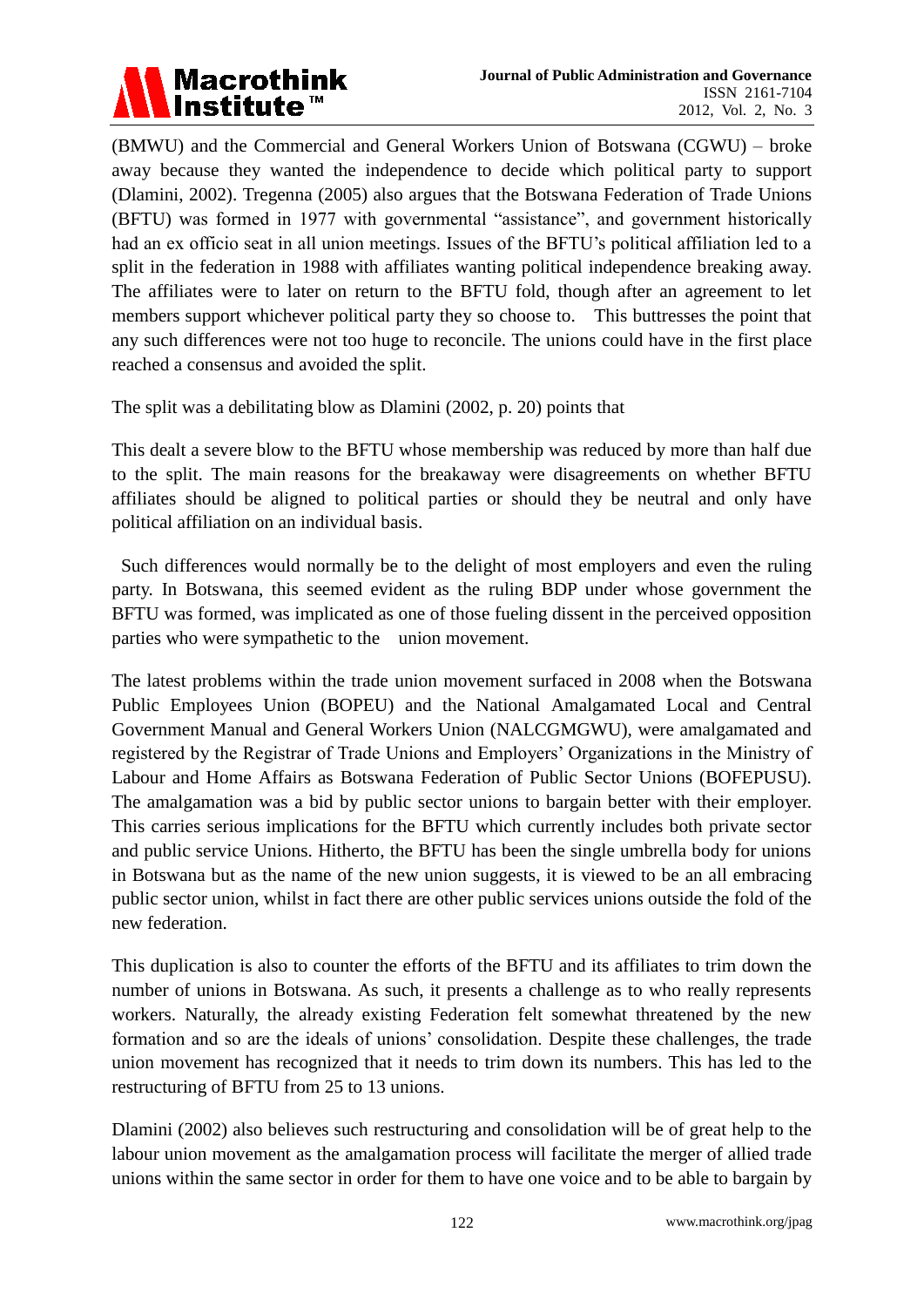(BMWU) and the Commercial and General Workers Union of Botswana (CGWU) – broke away because they wanted the independence to decide which political party to support (Dlamini, 2002). Tregenna (2005) also argues that the Botswana Federation of Trade Unions (BFTU) was formed in 1977 with governmental "assistance", and government historically had an ex officio seat in all union meetings. Issues of the BFTU's political affiliation led to a split in the federation in 1988 with affiliates wanting political independence breaking away. The affiliates were to later on return to the BFTU fold, though after an agreement to let members support whichever political party they so choose to. This buttresses the point that any such differences were not too huge to reconcile. The unions could have in the first place reached a consensus and avoided the split.

The split was a debilitating blow as Dlamini (2002, p. 20) points that

This dealt a severe blow to the BFTU whose membership was reduced by more than half due to the split. The main reasons for the breakaway were disagreements on whether BFTU affiliates should be aligned to political parties or should they be neutral and only have political affiliation on an individual basis.

Such differences would normally be to the delight of most employers and even the ruling party. In Botswana, this seemed evident as the ruling BDP under whose government the BFTU was formed, was implicated as one of those fueling dissent in the perceived opposition parties who were sympathetic to the union movement.

The latest problems within the trade union movement surfaced in 2008 when the Botswana Public Employees Union (BOPEU) and the National Amalgamated Local and Central Government Manual and General Workers Union (NALCGMGWU), were amalgamated and registered by the Registrar of Trade Unions and Employers' Organizations in the Ministry of Labour and Home Affairs as Botswana Federation of Public Sector Unions (BOFEPUSU). The amalgamation was a bid by public sector unions to bargain better with their employer. This carries serious implications for the BFTU which currently includes both private sector and public service Unions. Hitherto, the BFTU has been the single umbrella body for unions in Botswana but as the name of the new union suggests, it is viewed to be an all embracing public sector union, whilst in fact there are other public services unions outside the fold of the new federation.

This duplication is also to counter the efforts of the BFTU and its affiliates to trim down the number of unions in Botswana. As such, it presents a challenge as to who really represents workers. Naturally, the already existing Federation felt somewhat threatened by the new formation and so are the ideals of unions' consolidation. Despite these challenges, the trade union movement has recognized that it needs to trim down its numbers. This has led to the restructuring of BFTU from 25 to 13 unions.

Dlamini (2002) also believes such restructuring and consolidation will be of great help to the labour union movement as the amalgamation process will facilitate the merger of allied trade unions within the same sector in order for them to have one voice and to be able to bargain by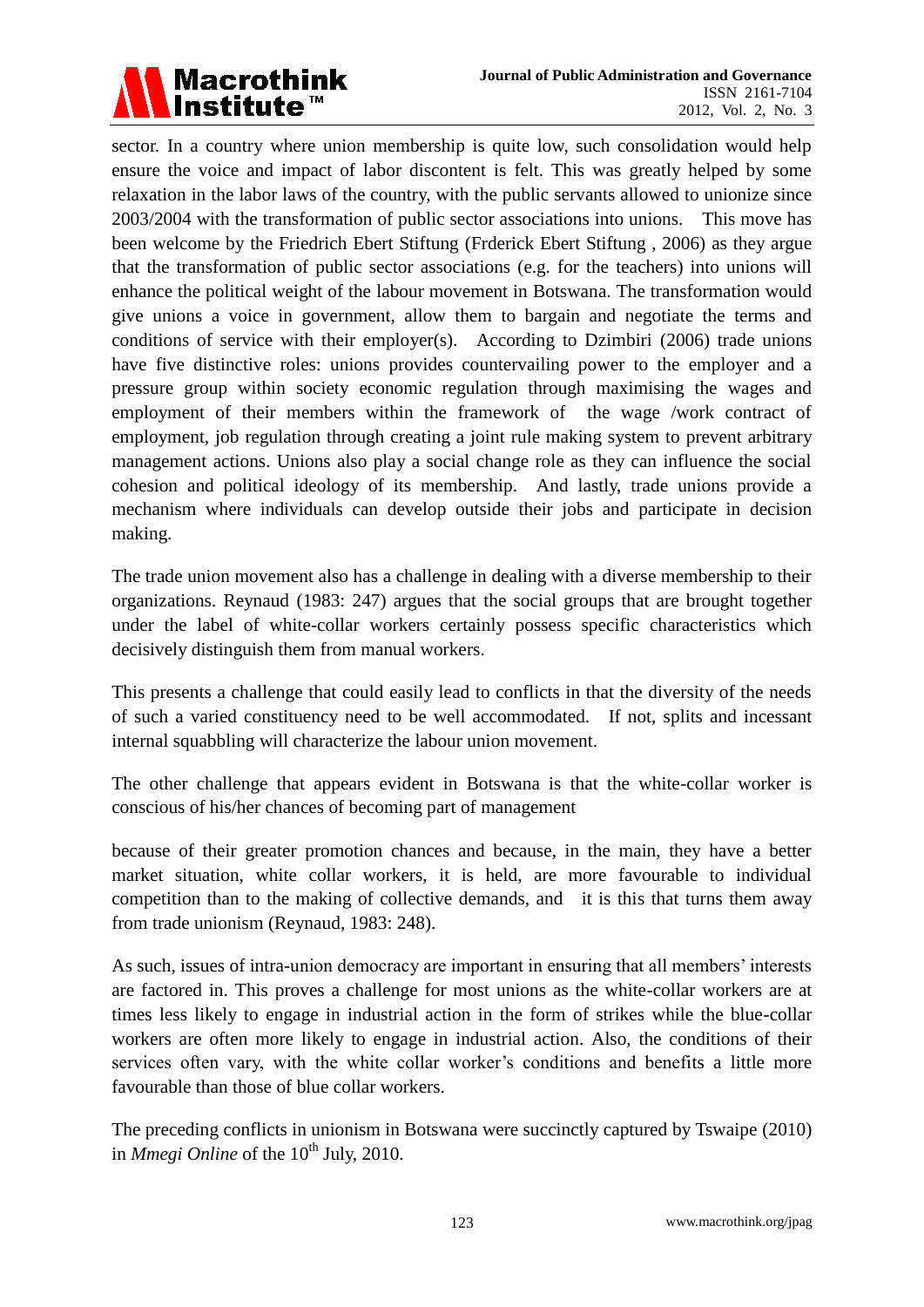sector. In a country where union membership is quite low, such consolidation would help ensure the voice and impact of labor discontent is felt. This was greatly helped by some relaxation in the labor laws of the country, with the public servants allowed to unionize since 2003/2004 with the transformation of public sector associations into unions. This move has been welcome by the Friedrich Ebert Stiftung (Frderick Ebert Stiftung , 2006) as they argue that the transformation of public sector associations (e.g. for the teachers) into unions will enhance the political weight of the labour movement in Botswana. The transformation would give unions a voice in government, allow them to bargain and negotiate the terms and conditions of service with their employer(s). According to Dzimbiri (2006) trade unions have five distinctive roles: unions provides countervailing power to the employer and a pressure group within society economic regulation through maximising the wages and employment of their members within the framework of the wage /work contract of employment, job regulation through creating a joint rule making system to prevent arbitrary management actions. Unions also play a social change role as they can influence the social cohesion and political ideology of its membership. And lastly, trade unions provide a mechanism where individuals can develop outside their jobs and participate in decision making.

The trade union movement also has a challenge in dealing with a diverse membership to their organizations. Reynaud (1983: 247) argues that the social groups that are brought together under the label of white-collar workers certainly possess specific characteristics which decisively distinguish them from manual workers.

This presents a challenge that could easily lead to conflicts in that the diversity of the needs of such a varied constituency need to be well accommodated. If not, splits and incessant internal squabbling will characterize the labour union movement.

The other challenge that appears evident in Botswana is that the white-collar worker is conscious of his/her chances of becoming part of management

because of their greater promotion chances and because, in the main, they have a better market situation, white collar workers, it is held, are more favourable to individual competition than to the making of collective demands, and it is this that turns them away from trade unionism (Reynaud, 1983: 248).

As such, issues of intra-union democracy are important in ensuring that all members' interests are factored in. This proves a challenge for most unions as the white-collar workers are at times less likely to engage in industrial action in the form of strikes while the blue-collar workers are often more likely to engage in industrial action. Also, the conditions of their services often vary, with the white collar worker's conditions and benefits a little more favourable than those of blue collar workers.

The preceding conflicts in unionism in Botswana were succinctly captured by Tswaipe (2010) in *Mmegi Online* of the 10th July, 2010.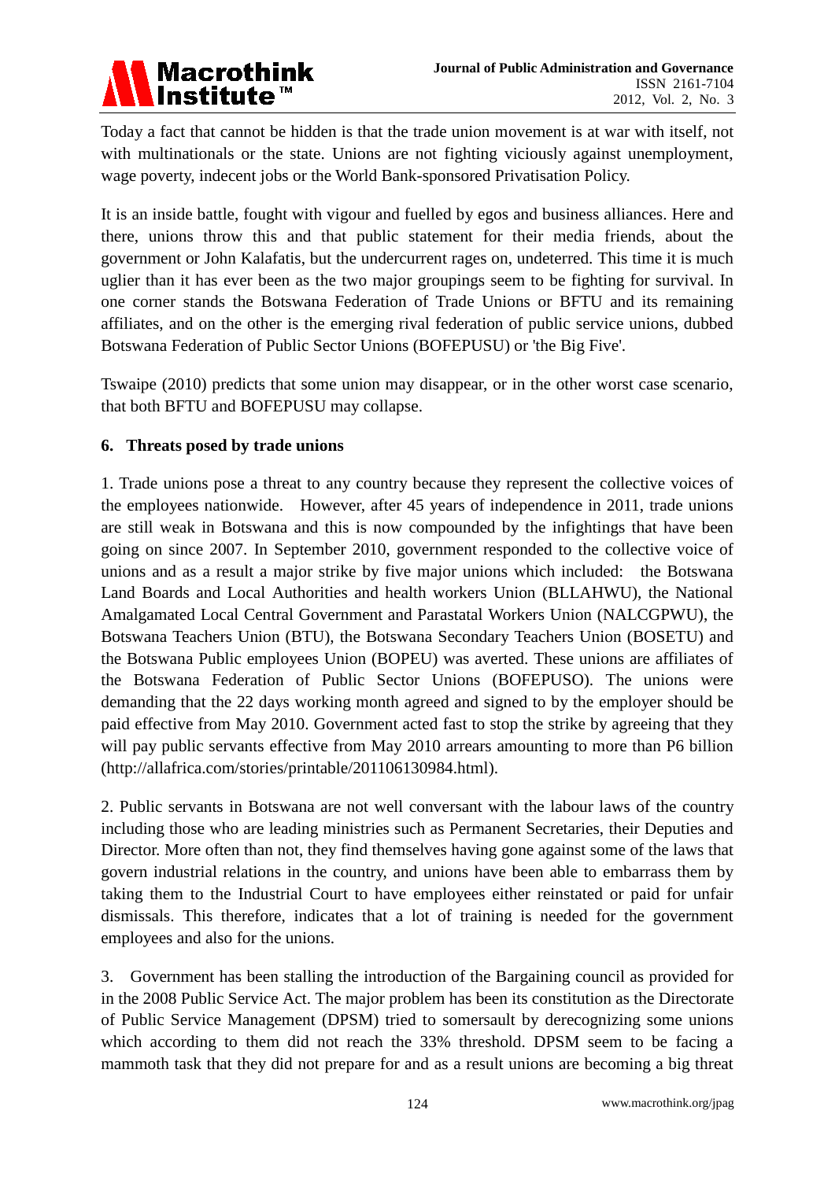Today a fact that cannot be hidden is that the trade union movement is at war with itself, not with multinationals or the state. Unions are not fighting viciously against unemployment, wage poverty, indecent jobs or the World Bank-sponsored Privatisation Policy.

It is an inside battle, fought with vigour and fuelled by egos and business alliances. Here and there, unions throw this and that public statement for their media friends, about the government or John Kalafatis, but the undercurrent rages on, undeterred. This time it is much uglier than it has ever been as the two major groupings seem to be fighting for survival. In one corner stands the Botswana Federation of Trade Unions or BFTU and its remaining affiliates, and on the other is the emerging rival federation of public service unions, dubbed Botswana Federation of Public Sector Unions (BOFEPUSU) or 'the Big Five'.

Tswaipe (2010) predicts that some union may disappear, or in the other worst case scenario, that both BFTU and BOFEPUSU may collapse.

## 6. Threats posed by trade unions

1. Trade unions pose a threat to any country because they represent the collective voices of the employees nationwide. However, after 45 years of independence in 2011, trade unions are still weak in Botswana and this is now compounded by the infightings that have been going on since 2007. In September 2010, government responded to the collective voice of unions and as a result a major strike by five major unions which included: the Botswana Land Boards and Local Authorities and health workers Union (BLLAHWU), the National Amalgamated Local Central Government and Parastatal Workers Union (NALCGPWU), the Botswana Teachers Union (BTU), the Botswana Secondary Teachers Union (BOSETU) and the Botswana Public employees Union (BOPEU) was averted. These unions are affiliates of the Botswana Federation of Public Sector Unions (BOFEPUSO). The unions were demanding that the 22 days working month agreed and signed to by the employer should be paid effective from May 2010. Government acted fast to stop the strike by agreeing that they will pay public servants effective from May 2010 arrears amounting to more than P6 billion (http://allafrica.com/stories/printable/201106130984.html).

2. Public servants in Botswana are not well conversant with the labour laws of the country including those who are leading ministries such as Permanent Secretaries, their Deputies and Director. More often than not, they find themselves having gone against some of the laws that govern industrial relations in the country, and unions have been able to embarrass them by taking them to the Industrial Court to have employees either reinstated or paid for unfair dismissals. This therefore, indicates that a lot of training is needed for the government employees and also for the unions.

3. Government has been stalling the introduction of the Bargaining council as provided for in the 2008 Public Service Act. The major problem has been its constitution as the Directorate of Public Service Management (DPSM) tried to somersault by derecognizing some unions which according to them did not reach the 33% threshold. DPSM seem to be facing a mammoth task that they did not prepare for and as a result unions are becoming a big threat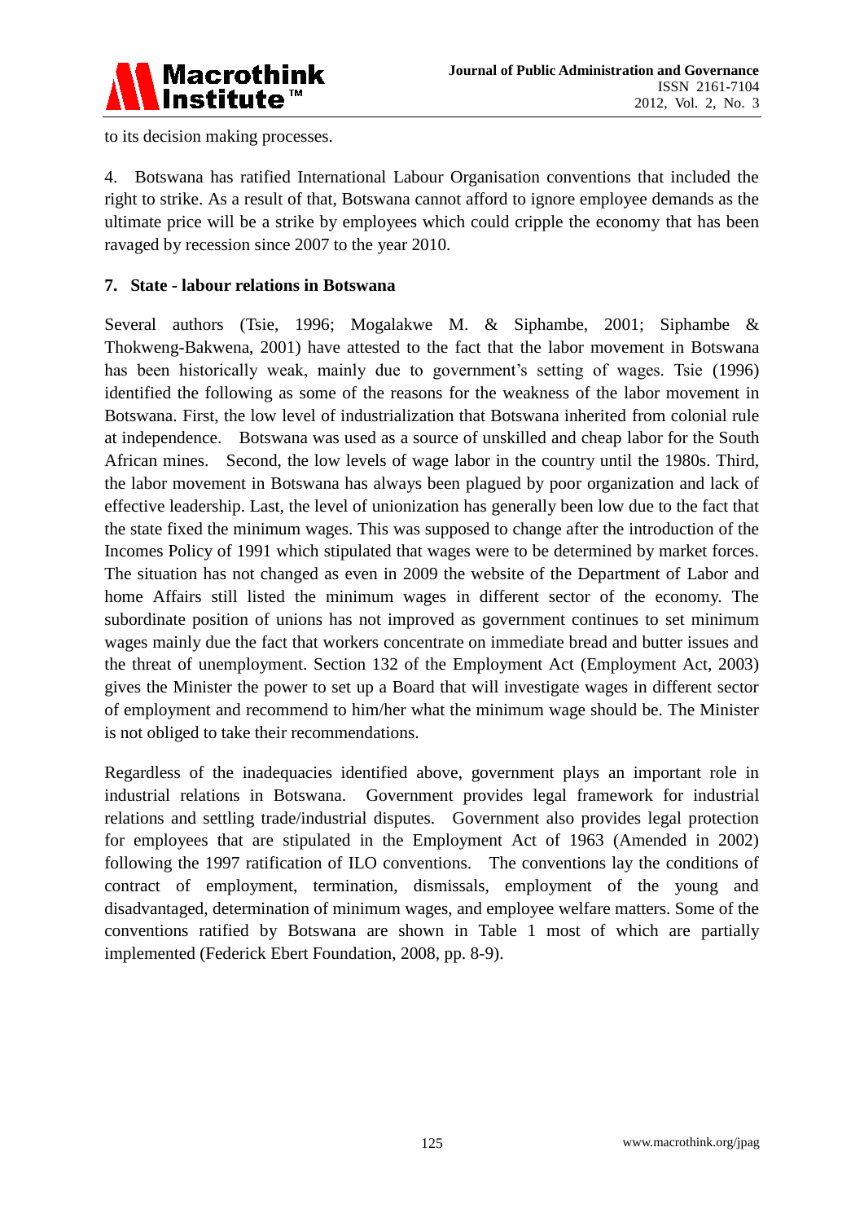to its decision making processes.

4. Botswana has ratified International Labour Organisation conventions that included the right to strike. As a result of that, Botswana cannot afford to ignore employee demands as the ultimate price will be a strike by employees which could cripple the economy that has been ravaged by recession since 2007 to the year 2010.

## 7. State - labour relations in Botswana

Several authors (Tsie, 1996; Mogalakwe M. & Siphambe, 2001; Siphambe & Thokweng-Bakwena, 2001) have attested to the fact that the labor movement in Botswana has been historically weak, mainly due to government's setting of wages. Tsie (1996) identified the following as some of the reasons for the weakness of the labor movement in Botswana. First, the low level of industrialization that Botswana inherited from colonial rule at independence. Botswana was used as a source of unskilled and cheap labor for the South African mines. Second, the low levels of wage labor in the country until the 1980s. Third, the labor movement in Botswana has always been plagued by poor organization and lack of effective leadership. Last, the level of unionization has generally been low due to the fact that the state fixed the minimum wages. This was supposed to change after the introduction of the Incomes Policy of 1991 which stipulated that wages were to be determined by market forces. The situation has not changed as even in 2009 the website of the Department of Labor and home Affairs still listed the minimum wages in different sector of the economy. The subordinate position of unions has not improved as government continues to set minimum wages mainly due the fact that workers concentrate on immediate bread and butter issues and the threat of unemployment. Section 132 of the Employment Act (Employment Act, 2003) gives the Minister the power to set up a Board that will investigate wages in different sector of employment and recommend to him/her what the minimum wage should be. The Minister is not obliged to take their recommendations.

Regardless of the inadequacies identified above, government plays an important role in industrial relations in Botswana. Government provides legal framework for industrial relations and settling trade/industrial disputes. Government also provides legal protection for employees that are stipulated in the Employment Act of 1963 (Amended in 2002) following the 1997 ratification of ILO conventions. The conventions lay the conditions of contract of employment, termination, dismissals, employment of the young and disadvantaged, determination of minimum wages, and employee welfare matters. Some of the conventions ratified by Botswana are shown in Table 1 most of which are partially implemented (Federick Ebert Foundation, 2008, pp. 8-9).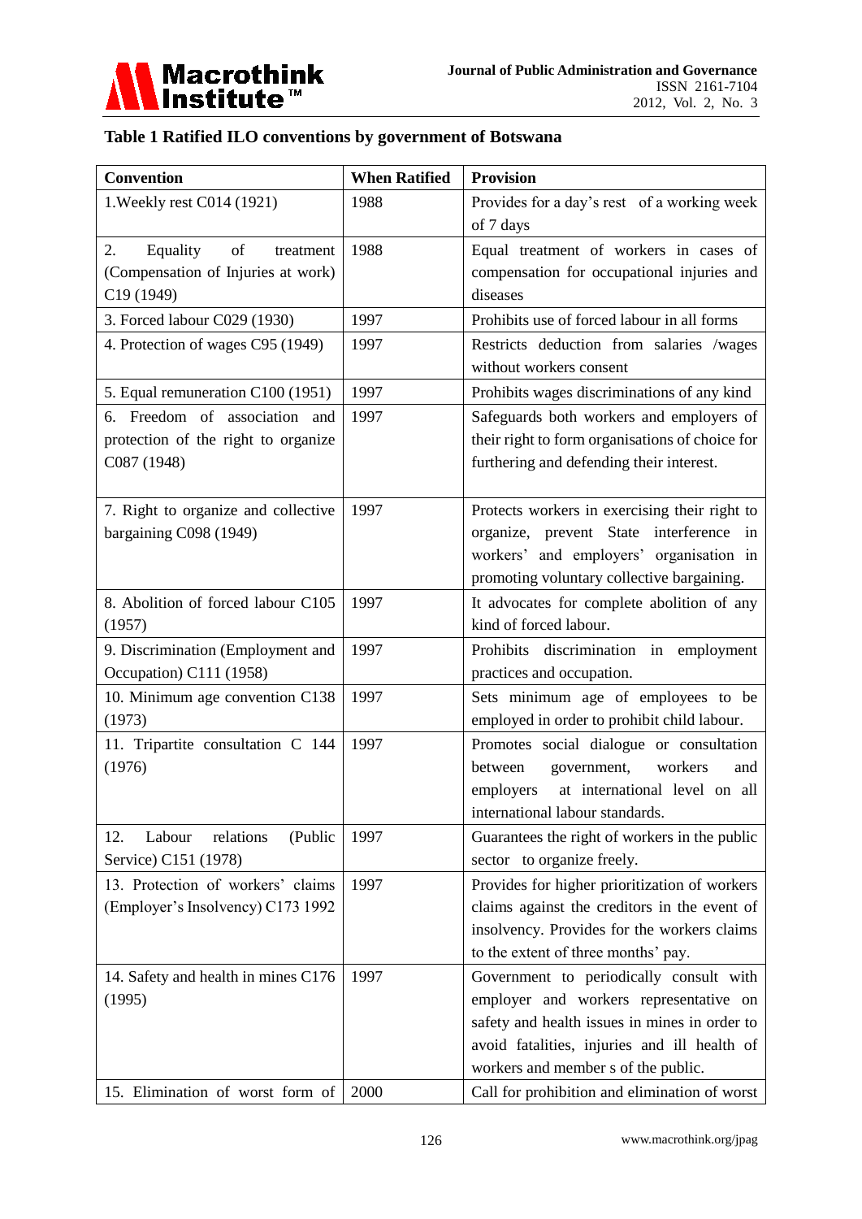**Table 1 Ratified ILO conventions by government of Botswana**

| Convention | When Ratified | Provision |
|---|---|---|
| 1.Weekly rest C014 (1921) | 1988 | Provides for a day's rest of a working week of 7 days |
| 2. Equality of treatment (Compensation of Injuries at work) C19 (1949) | 1988 | Equal treatment of workers in cases of compensation for occupational injuries and diseases |
| 3. Forced labour C029 (1930) | 1997 | Prohibits use of forced labour in all forms |
| 4. Protection of wages C95 (1949) | 1997 | Restricts deduction from salaries /wages without workers consent |
| 5. Equal remuneration C100 (1951) | 1997 | Prohibits wages discriminations of any kind |
| 6. Freedom of association and protection of the right to organize C087 (1948) | 1997 | Safeguards both workers and employers of their right to form organisations of choice for furthering and defending their interest. |
| 7. Right to organize and collective bargaining C098 (1949) | 1997 | Protects workers in exercising their right to organize, prevent State interference in workers' and employers' organisation in promoting voluntary collective bargaining. |
| 8. Abolition of forced labour C105 (1957) | 1997 | It advocates for complete abolition of any kind of forced labour. |
| 9. Discrimination (Employment and Occupation) C111 (1958) | 1997 | Prohibits discrimination in employment practices and occupation. |
| 10. Minimum age convention C138 (1973) | 1997 | Sets minimum age of employees to be employed in order to prohibit child labour. |
| 11. Tripartite consultation C 144 (1976) | 1997 | Promotes social dialogue or consultation between government, workers and employers at international level on all international labour standards. |
| 12. Labour relations (Public Service) C151 (1978) | 1997 | Guarantees the right of workers in the public sector to organize freely. |
| 13. Protection of workers' claims (Employer's Insolvency) C173 1992 | 1997 | Provides for higher prioritization of workers claims against the creditors in the event of insolvency. Provides for the workers claims to the extent of three months' pay. |
| 14. Safety and health in mines C176 (1995) | 1997 | Government to periodically consult with employer and workers representative on safety and health issues in mines in order to avoid fatalities, injuries and ill health of workers and member s of the public. |
| 15. Elimination of worst form of | 2000 | Call for prohibition and elimination of worst |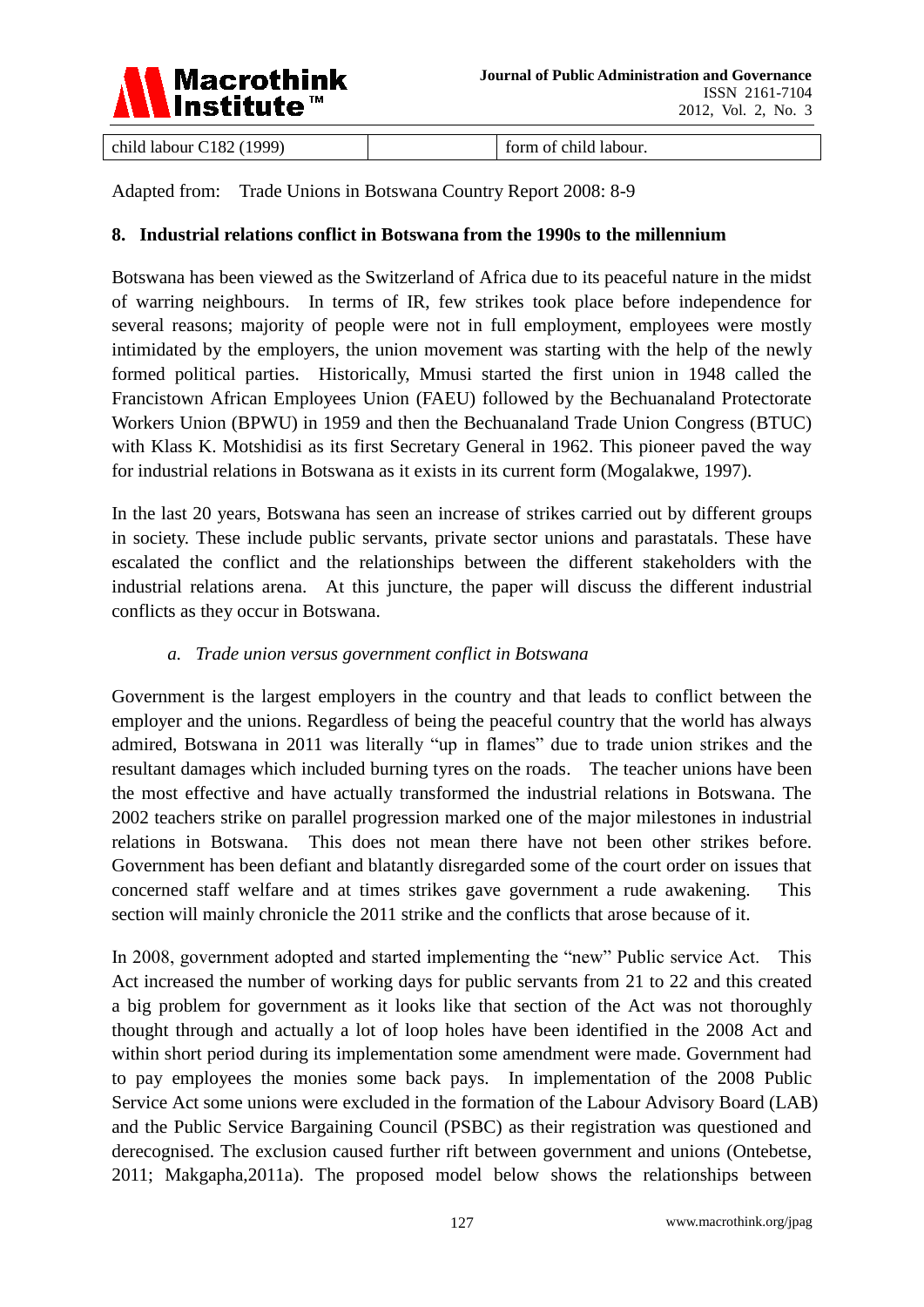| child labour C182 (1999) | | form of child labour. |
|---|---|---|

Adapted from: Trade Unions in Botswana Country Report 2008: 8-9

## 8. Industrial relations conflict in Botswana from the 1990s to the millennium

Botswana has been viewed as the Switzerland of Africa due to its peaceful nature in the midst of warring neighbours. In terms of IR, few strikes took place before independence for several reasons; majority of people were not in full employment, employees were mostly intimidated by the employers, the union movement was starting with the help of the newly formed political parties. Historically, Mmusi started the first union in 1948 called the Francistown African Employees Union (FAEU) followed by the Bechuanaland Protectorate Workers Union (BPWU) in 1959 and then the Bechuanaland Trade Union Congress (BTUC) with Klass K. Motshidisi as its first Secretary General in 1962. This pioneer paved the way for industrial relations in Botswana as it exists in its current form (Mogalakwe, 1997).

In the last 20 years, Botswana has seen an increase of strikes carried out by different groups in society. These include public servants, private sector unions and parastatals. These have escalated the conflict and the relationships between the different stakeholders with the industrial relations arena. At this juncture, the paper will discuss the different industrial conflicts as they occur in Botswana.

### *a. Trade union versus government conflict in Botswana*

Government is the largest employers in the country and that leads to conflict between the employer and the unions. Regardless of being the peaceful country that the world has always admired, Botswana in 2011 was literally "up in flames" due to trade union strikes and the resultant damages which included burning tyres on the roads. The teacher unions have been the most effective and have actually transformed the industrial relations in Botswana. The 2002 teachers strike on parallel progression marked one of the major milestones in industrial relations in Botswana. This does not mean there have not been other strikes before. Government has been defiant and blatantly disregarded some of the court order on issues that concerned staff welfare and at times strikes gave government a rude awakening. This section will mainly chronicle the 2011 strike and the conflicts that arose because of it.

In 2008, government adopted and started implementing the "new" Public service Act. This Act increased the number of working days for public servants from 21 to 22 and this created a big problem for government as it looks like that section of the Act was not thoroughly thought through and actually a lot of loop holes have been identified in the 2008 Act and within short period during its implementation some amendment were made. Government had to pay employees the monies some back pays. In implementation of the 2008 Public Service Act some unions were excluded in the formation of the Labour Advisory Board (LAB) and the Public Service Bargaining Council (PSBC) as their registration was questioned and derecognised. The exclusion caused further rift between government and unions (Ontebetse, 2011; Makgapha,2011a). The proposed model below shows the relationships between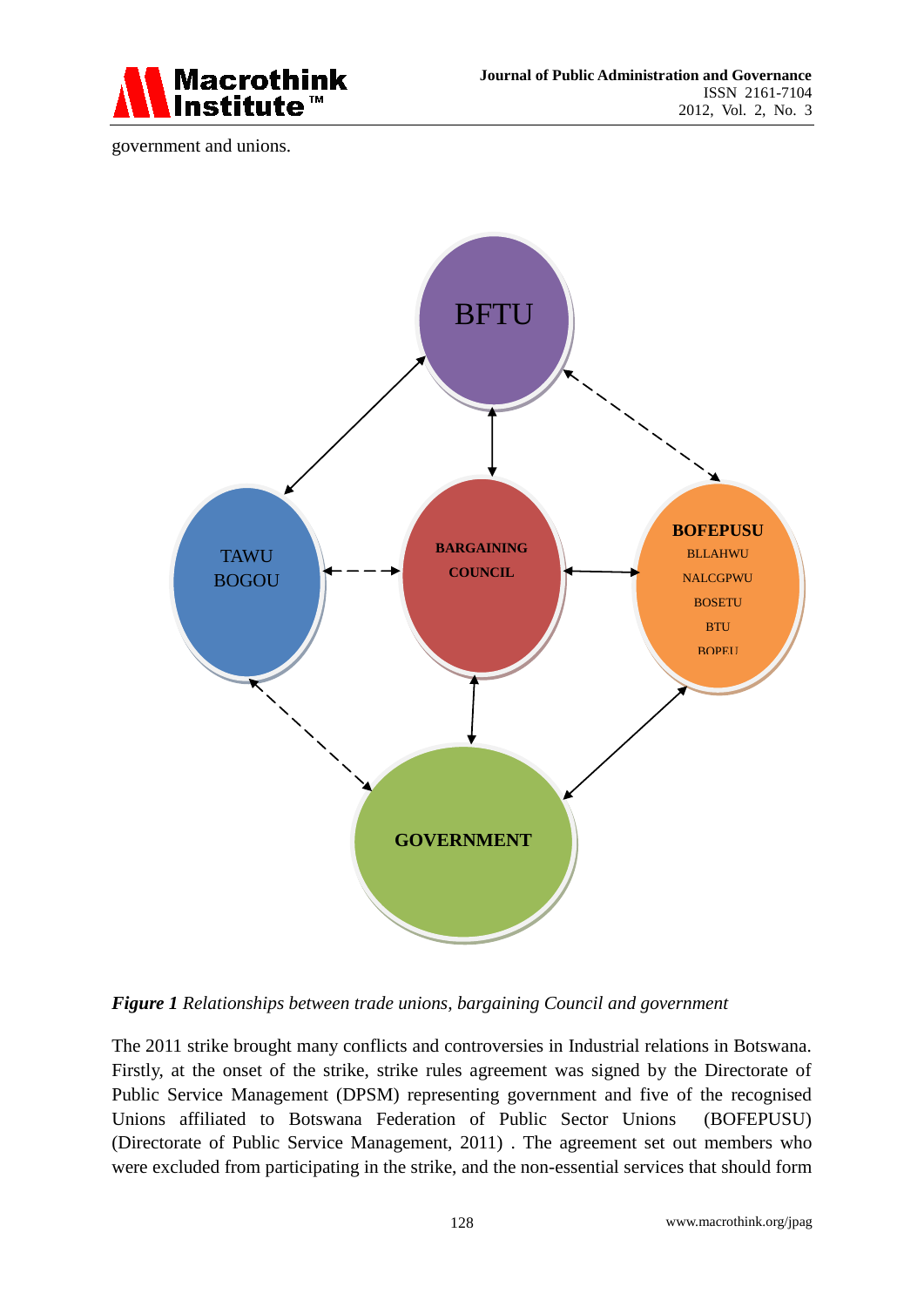government and unions.

BFTU

TAWU
BOGOU

BARGAINING
COUNCIL

BOFEPUSU
BLLAHWU
NALCGPWU
BOSETU
BTU
BOPEU

GOVERNMENT

***Figure 1*** *Relationships between trade unions, bargaining Council and government*

The 2011 strike brought many conflicts and controversies in Industrial relations in Botswana. Firstly, at the onset of the strike, strike rules agreement was signed by the Directorate of Public Service Management (DPSM) representing government and five of the recognised Unions affiliated to Botswana Federation of Public Sector Unions (BOFEPUSU) (Directorate of Public Service Management, 2011) . The agreement set out members who were excluded from participating in the strike, and the non-essential services that should form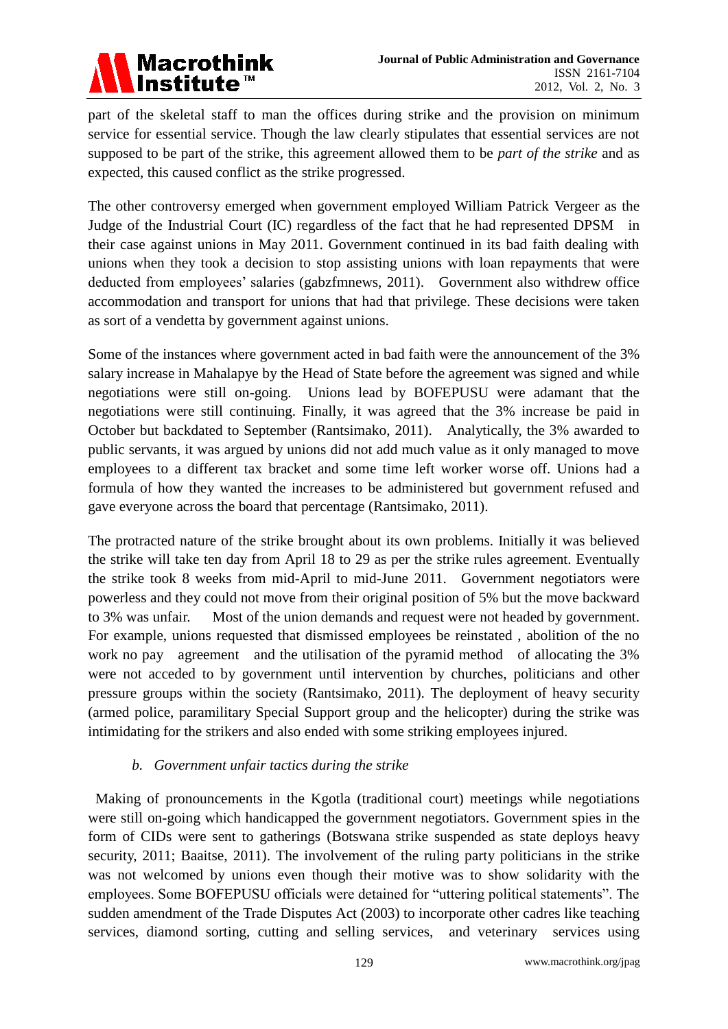part of the skeletal staff to man the offices during strike and the provision on minimum service for essential service. Though the law clearly stipulates that essential services are not supposed to be part of the strike, this agreement allowed them to be *part of the strike* and as expected, this caused conflict as the strike progressed.

The other controversy emerged when government employed William Patrick Vergeer as the Judge of the Industrial Court (IC) regardless of the fact that he had represented DPSM in their case against unions in May 2011. Government continued in its bad faith dealing with unions when they took a decision to stop assisting unions with loan repayments that were deducted from employees' salaries (gabzfmnews, 2011). Government also withdrew office accommodation and transport for unions that had that privilege. These decisions were taken as sort of a vendetta by government against unions.

Some of the instances where government acted in bad faith were the announcement of the 3% salary increase in Mahalapye by the Head of State before the agreement was signed and while negotiations were still on-going. Unions lead by BOFEPUSU were adamant that the negotiations were still continuing. Finally, it was agreed that the 3% increase be paid in October but backdated to September (Rantsimako, 2011). Analytically, the 3% awarded to public servants, it was argued by unions did not add much value as it only managed to move employees to a different tax bracket and some time left worker worse off. Unions had a formula of how they wanted the increases to be administered but government refused and gave everyone across the board that percentage (Rantsimako, 2011).

The protracted nature of the strike brought about its own problems. Initially it was believed the strike will take ten day from April 18 to 29 as per the strike rules agreement. Eventually the strike took 8 weeks from mid-April to mid-June 2011. Government negotiators were powerless and they could not move from their original position of 5% but the move backward to 3% was unfair. Most of the union demands and request were not headed by government. For example, unions requested that dismissed employees be reinstated , abolition of the no work no pay agreement and the utilisation of the pyramid method of allocating the 3% were not acceded to by government until intervention by churches, politicians and other pressure groups within the society (Rantsimako, 2011). The deployment of heavy security (armed police, paramilitary Special Support group and the helicopter) during the strike was intimidating for the strikers and also ended with some striking employees injured.

*b. Government unfair tactics during the strike*

Making of pronouncements in the Kgotla (traditional court) meetings while negotiations were still on-going which handicapped the government negotiators. Government spies in the form of CIDs were sent to gatherings (Botswana strike suspended as state deploys heavy security, 2011; Baaitse, 2011). The involvement of the ruling party politicians in the strike was not welcomed by unions even though their motive was to show solidarity with the employees. Some BOFEPUSU officials were detained for "uttering political statements". The sudden amendment of the Trade Disputes Act (2003) to incorporate other cadres like teaching services, diamond sorting, cutting and selling services, and veterinary services using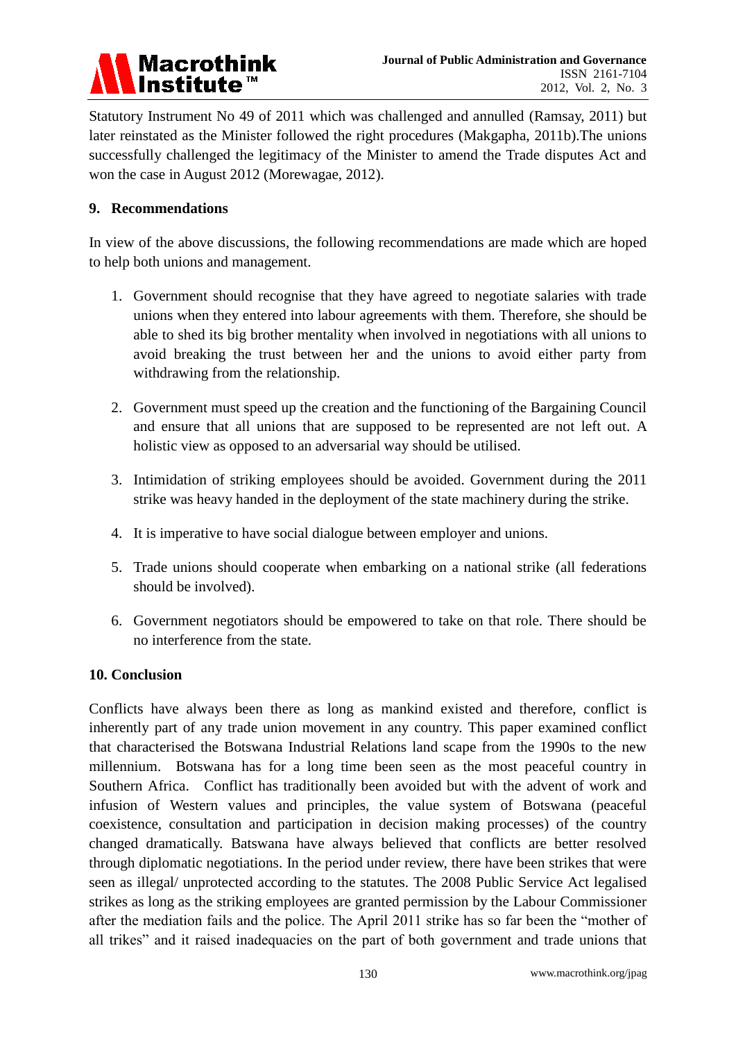Statutory Instrument No 49 of 2011 which was challenged and annulled (Ramsay, 2011) but later reinstated as the Minister followed the right procedures (Makgapha, 2011b).The unions successfully challenged the legitimacy of the Minister to amend the Trade disputes Act and won the case in August 2012 (Morewagae, 2012).

## 9. Recommendations

In view of the above discussions, the following recommendations are made which are hoped to help both unions and management.

1. Government should recognise that they have agreed to negotiate salaries with trade unions when they entered into labour agreements with them. Therefore, she should be able to shed its big brother mentality when involved in negotiations with all unions to avoid breaking the trust between her and the unions to avoid either party from withdrawing from the relationship.

2. Government must speed up the creation and the functioning of the Bargaining Council and ensure that all unions that are supposed to be represented are not left out. A holistic view as opposed to an adversarial way should be utilised.

3. Intimidation of striking employees should be avoided. Government during the 2011 strike was heavy handed in the deployment of the state machinery during the strike.

4. It is imperative to have social dialogue between employer and unions.

5. Trade unions should cooperate when embarking on a national strike (all federations should be involved).

6. Government negotiators should be empowered to take on that role. There should be no interference from the state.

## 10. Conclusion

Conflicts have always been there as long as mankind existed and therefore, conflict is inherently part of any trade union movement in any country. This paper examined conflict that characterised the Botswana Industrial Relations land scape from the 1990s to the new millennium. Botswana has for a long time been seen as the most peaceful country in Southern Africa. Conflict has traditionally been avoided but with the advent of work and infusion of Western values and principles, the value system of Botswana (peaceful coexistence, consultation and participation in decision making processes) of the country changed dramatically. Batswana have always believed that conflicts are better resolved through diplomatic negotiations. In the period under review, there have been strikes that were seen as illegal/ unprotected according to the statutes. The 2008 Public Service Act legalised strikes as long as the striking employees are granted permission by the Labour Commissioner after the mediation fails and the police. The April 2011 strike has so far been the "mother of all trikes" and it raised inadequacies on the part of both government and trade unions that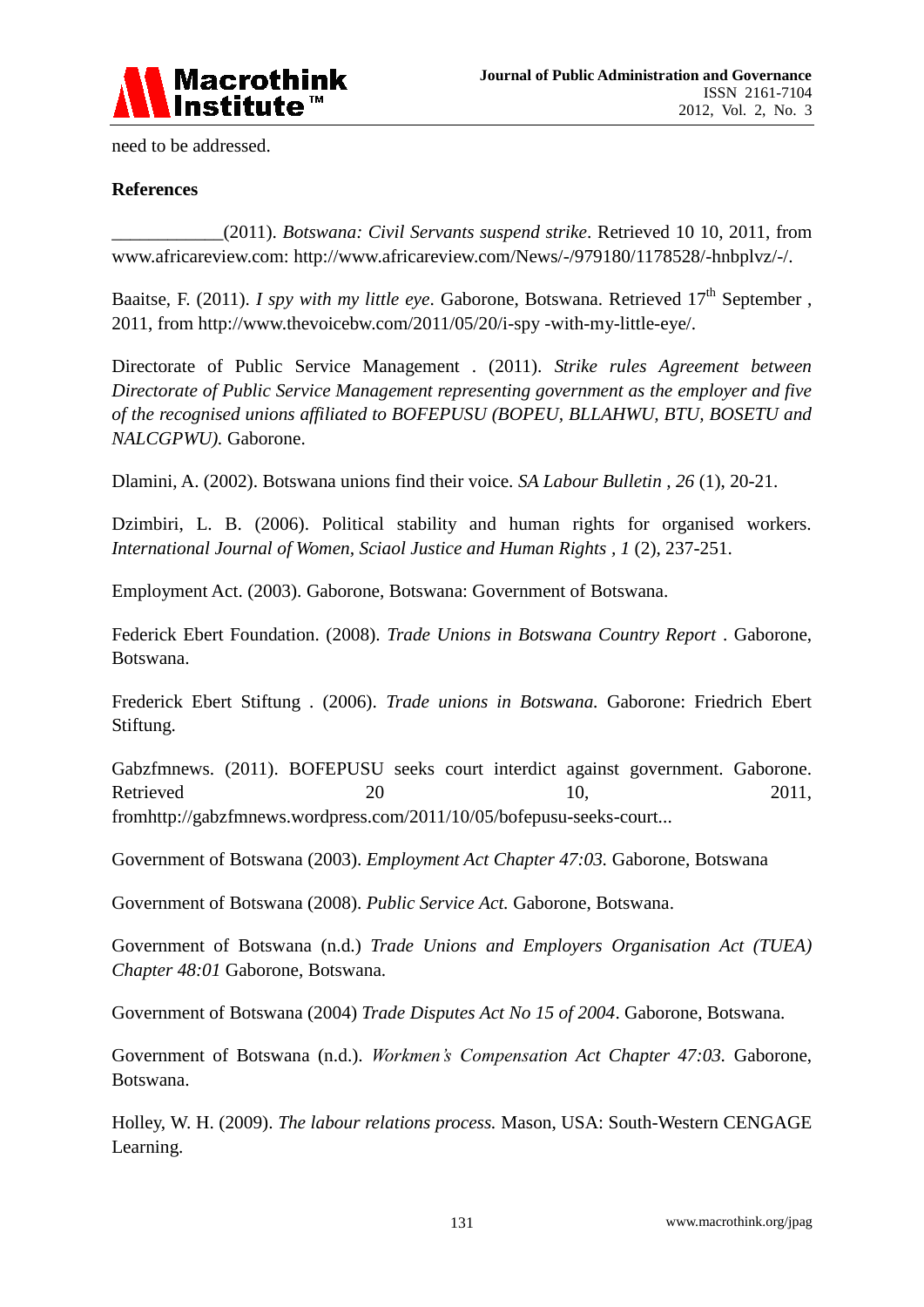need to be addressed.

**References**

____________(2011). *Botswana: Civil Servants suspend strike*. Retrieved 10 10, 2011, from www.africareview.com: http://www.africareview.com/News/-/979180/1178528/-hnbplvz/-/.

Baaitse, F. (2011). *I spy with my little eye*. Gaborone, Botswana. Retrieved 17th September , 2011, from http://www.thevoicebw.com/2011/05/20/i-spy -with-my-little-eye/.

Directorate of Public Service Management . (2011). *Strike rules Agreement between Directorate of Public Service Management representing government as the employer and five of the recognised unions affiliated to BOFEPUSU (BOPEU, BLLAHWU, BTU, BOSETU and NALCGPWU).* Gaborone.

Dlamini, A. (2002). Botswana unions find their voice. *SA Labour Bulletin , 26* (1), 20-21.

Dzimbiri, L. B. (2006). Political stability and human rights for organised workers. *International Journal of Women, Sciaol Justice and Human Rights , 1* (2), 237-251.

Employment Act. (2003). Gaborone, Botswana: Government of Botswana.

Federick Ebert Foundation. (2008). *Trade Unions in Botswana Country Report* . Gaborone, Botswana.

Frederick Ebert Stiftung . (2006). *Trade unions in Botswana.* Gaborone: Friedrich Ebert Stiftung.

Gabzfmnews. (2011). BOFEPUSU seeks court interdict against government. Gaborone. Retrieved 20 10, 2011, fromhttp://gabzfmnews.wordpress.com/2011/10/05/bofepusu-seeks-court...

Government of Botswana (2003). *Employment Act Chapter 47:03.* Gaborone, Botswana

Government of Botswana (2008). *Public Service Act.* Gaborone, Botswana.

Government of Botswana (n.d.) *Trade Unions and Employers Organisation Act (TUEA) Chapter 48:01* Gaborone, Botswana.

Government of Botswana (2004) *Trade Disputes Act No 15 of 2004*. Gaborone, Botswana.

Government of Botswana (n.d.). *Workmen's Compensation Act Chapter 47:03.* Gaborone, Botswana.

Holley, W. H. (2009). *The labour relations process.* Mason, USA: South-Western CENGAGE Learning.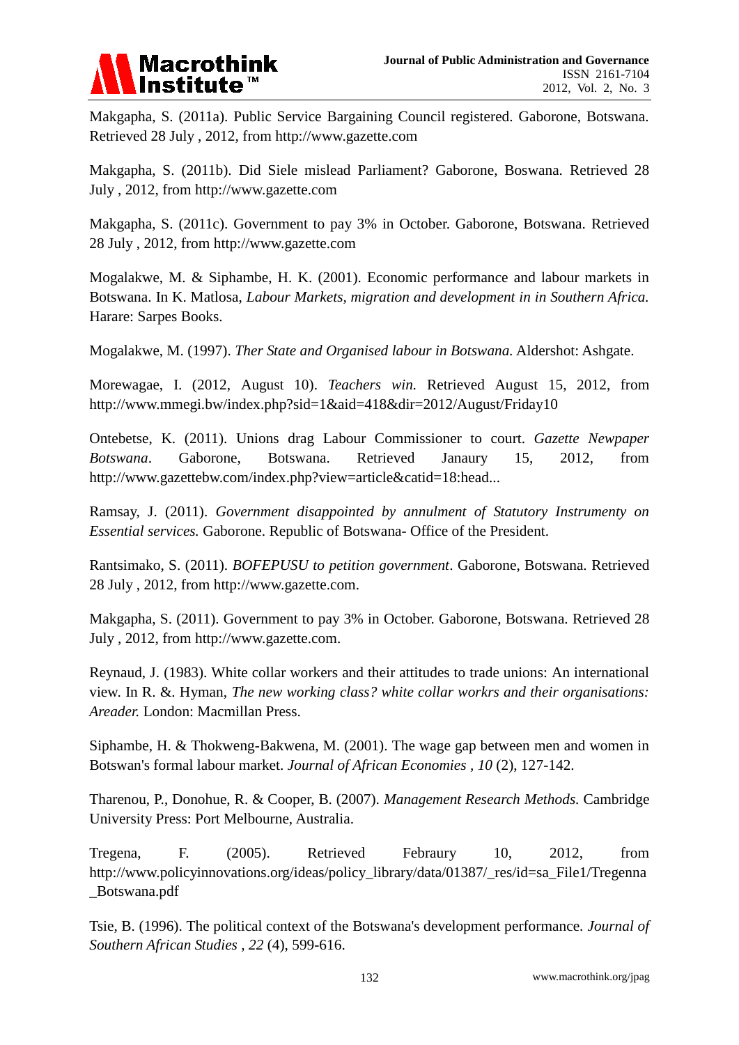Makgapha, S. (2011a). Public Service Bargaining Council registered. Gaborone, Botswana. Retrieved 28 July , 2012, from http://www.gazette.com

Makgapha, S. (2011b). Did Siele mislead Parliament? Gaborone, Boswana. Retrieved 28 July , 2012, from http://www.gazette.com

Makgapha, S. (2011c). Government to pay 3% in October. Gaborone, Botswana. Retrieved 28 July , 2012, from http://www.gazette.com

Mogalakwe, M. & Siphambe, H. K. (2001). Economic performance and labour markets in Botswana. In K. Matlosa, *Labour Markets, migration and development in in Southern Africa.* Harare: Sarpes Books.

Mogalakwe, M. (1997). *Ther State and Organised labour in Botswana.* Aldershot: Ashgate.

Morewagae, I. (2012, August 10). *Teachers win.* Retrieved August 15, 2012, from http://www.mmegi.bw/index.php?sid=1&aid=418&dir=2012/August/Friday10

Ontebetse, K. (2011). Unions drag Labour Commissioner to court. *Gazette Newpaper Botswana*. Gaborone, Botswana. Retrieved Janaury 15, 2012, from http://www.gazettebw.com/index.php?view=article&catid=18:head...

Ramsay, J. (2011). *Government disappointed by annulment of Statutory Instrumenty on Essential services.* Gaborone. Republic of Botswana- Office of the President.

Rantsimako, S. (2011). *BOFEPUSU to petition government*. Gaborone, Botswana. Retrieved 28 July , 2012, from http://www.gazette.com.

Makgapha, S. (2011). Government to pay 3% in October. Gaborone, Botswana. Retrieved 28 July , 2012, from http://www.gazette.com.

Reynaud, J. (1983). White collar workers and their attitudes to trade unions: An international view. In R. &. Hyman, *The new working class? white collar workrs and their organisations: Areader.* London: Macmillan Press.

Siphambe, H. & Thokweng-Bakwena, M. (2001). The wage gap between men and women in Botswan's formal labour market. *Journal of African Economies , 10* (2), 127-142.

Tharenou, P., Donohue, R. & Cooper, B. (2007). *Management Research Methods*. Cambridge University Press: Port Melbourne, Australia.

Tregena, F. (2005). Retrieved Febraury 10, 2012, from http://www.policyinnovations.org/ideas/policy_library/data/01387/_res/id=sa_File1/Tregenna_Botswana.pdf

Tsie, B. (1996). The political context of the Botswana's development performance. *Journal of Southern African Studies , 22* (4), 599-616.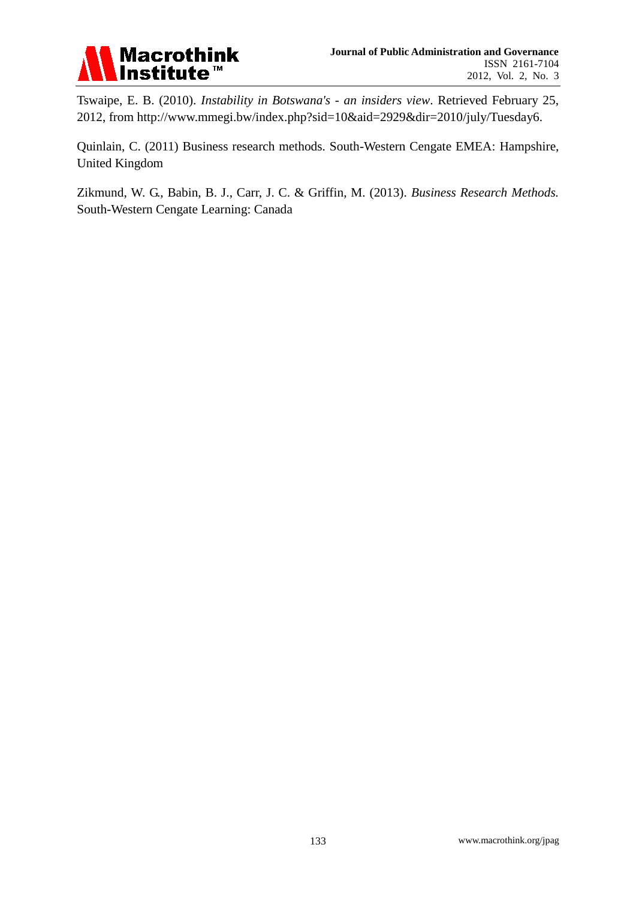Tswaipe, E. B. (2010). *Instability in Botswana's - an insiders view*. Retrieved February 25, 2012, from http://www.mmegi.bw/index.php?sid=10&aid=2929&dir=2010/july/Tuesday6.

Quinlain, C. (2011) Business research methods. South-Western Cengate EMEA: Hampshire, United Kingdom

Zikmund, W. G., Babin, B. J., Carr, J. C. & Griffin, M. (2013). *Business Research Methods.* South-Western Cengate Learning: Canada